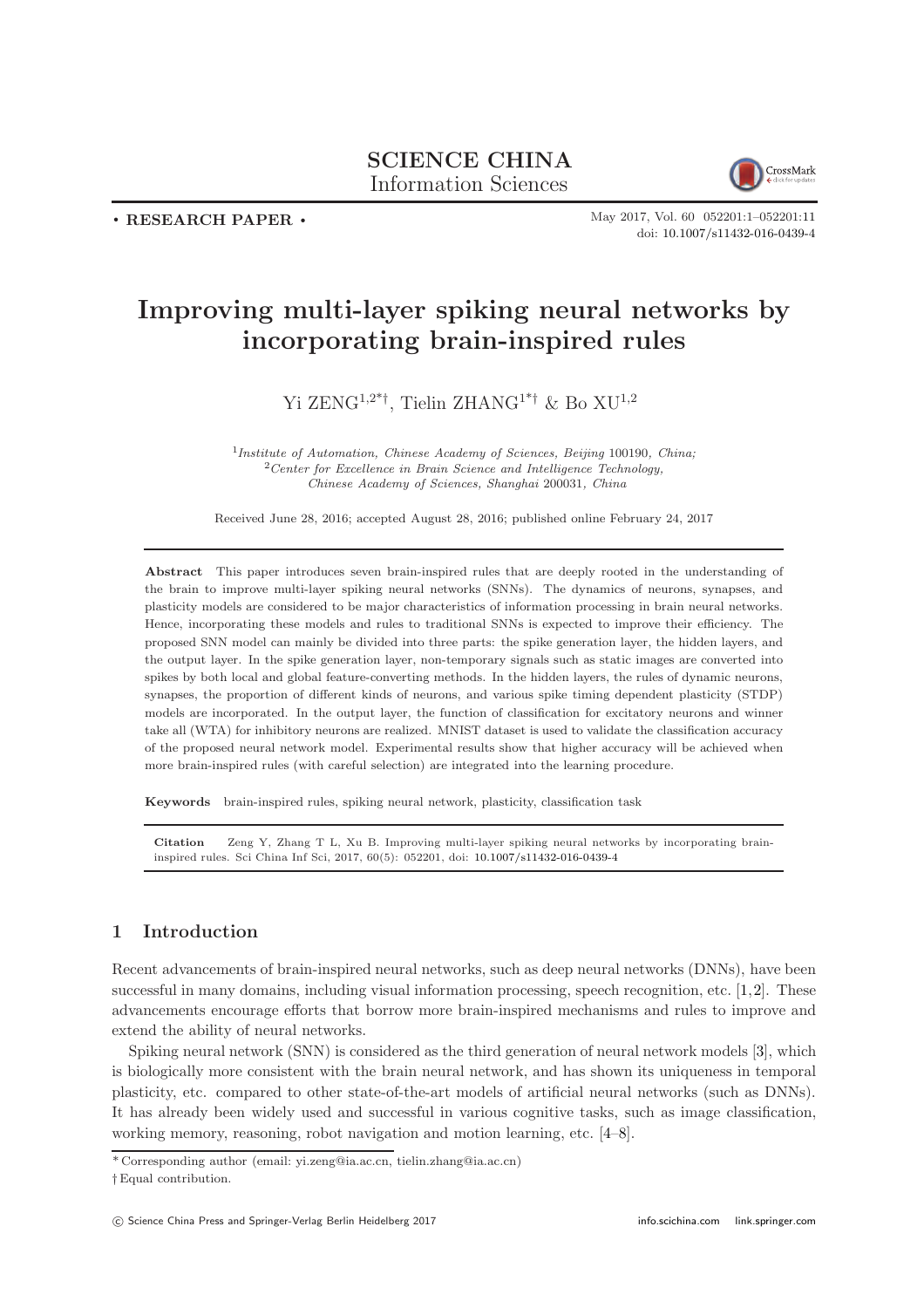SCIENCE CHINA
Information Sciences

• RESEARCH PAPER •

May 2017, Vol. 60 052201:1–052201:11
doi: 10.1007/s11432-016-0439-4

# Improving multi-layer spiking neural networks by incorporating brain-inspired rules

Yi ZENG[1,2*†], Tielin ZHANG[1*†] & Bo XU[1,2]

[1] *Institute of Automation, Chinese Academy of Sciences, Beijing* 100190*, China;*
[2] *Center for Excellence in Brain Science and Intelligence Technology, Chinese Academy of Sciences, Shanghai* 200031*, China*

Received June 28, 2016; accepted August 28, 2016; published online February 24, 2017

**Abstract** This paper introduces seven brain-inspired rules that are deeply rooted in the understanding of the brain to improve multi-layer spiking neural networks (SNNs). The dynamics of neurons, synapses, and plasticity models are considered to be major characteristics of information processing in brain neural networks. Hence, incorporating these models and rules to traditional SNNs is expected to improve their efficiency. The proposed SNN model can mainly be divided into three parts: the spike generation layer, the hidden layers, and the output layer. In the spike generation layer, non-temporary signals such as static images are converted into spikes by both local and global feature-converting methods. In the hidden layers, the rules of dynamic neurons, synapses, the proportion of different kinds of neurons, and various spike timing dependent plasticity (STDP) models are incorporated. In the output layer, the function of classification for excitatory neurons and winner take all (WTA) for inhibitory neurons are realized. MNIST dataset is used to validate the classification accuracy of the proposed neural network model. Experimental results show that higher accuracy will be achieved when more brain-inspired rules (with careful selection) are integrated into the learning procedure.

**Keywords** brain-inspired rules, spiking neural network, plasticity, classification task

**Citation** Zeng Y, Zhang T L, Xu B. Improving multi-layer spiking neural networks by incorporating brain-inspired rules. Sci China Inf Sci, 2017, 60(5): 052201, doi: 10.1007/s11432-016-0439-4

## 1 Introduction

Recent advancements of brain-inspired neural networks, such as deep neural networks (DNNs), have been successful in many domains, including visual information processing, speech recognition, etc. [1,2]. These advancements encourage efforts that borrow more brain-inspired mechanisms and rules to improve and extend the ability of neural networks.

Spiking neural network (SNN) is considered as the third generation of neural network models [3], which is biologically more consistent with the brain neural network, and has shown its uniqueness in temporal plasticity, etc. compared to other state-of-the-art models of artificial neural networks (such as DNNs). It has already been widely used and successful in various cognitive tasks, such as image classification, working memory, reasoning, robot navigation and motion learning, etc. [4–8].

* Corresponding author (email: yi.zeng@ia.ac.cn, tielin.zhang@ia.ac.cn)
† Equal contribution.

© Science China Press and Springer-Verlag Berlin Heidelberg 2017 info.scichina.com link.springer.com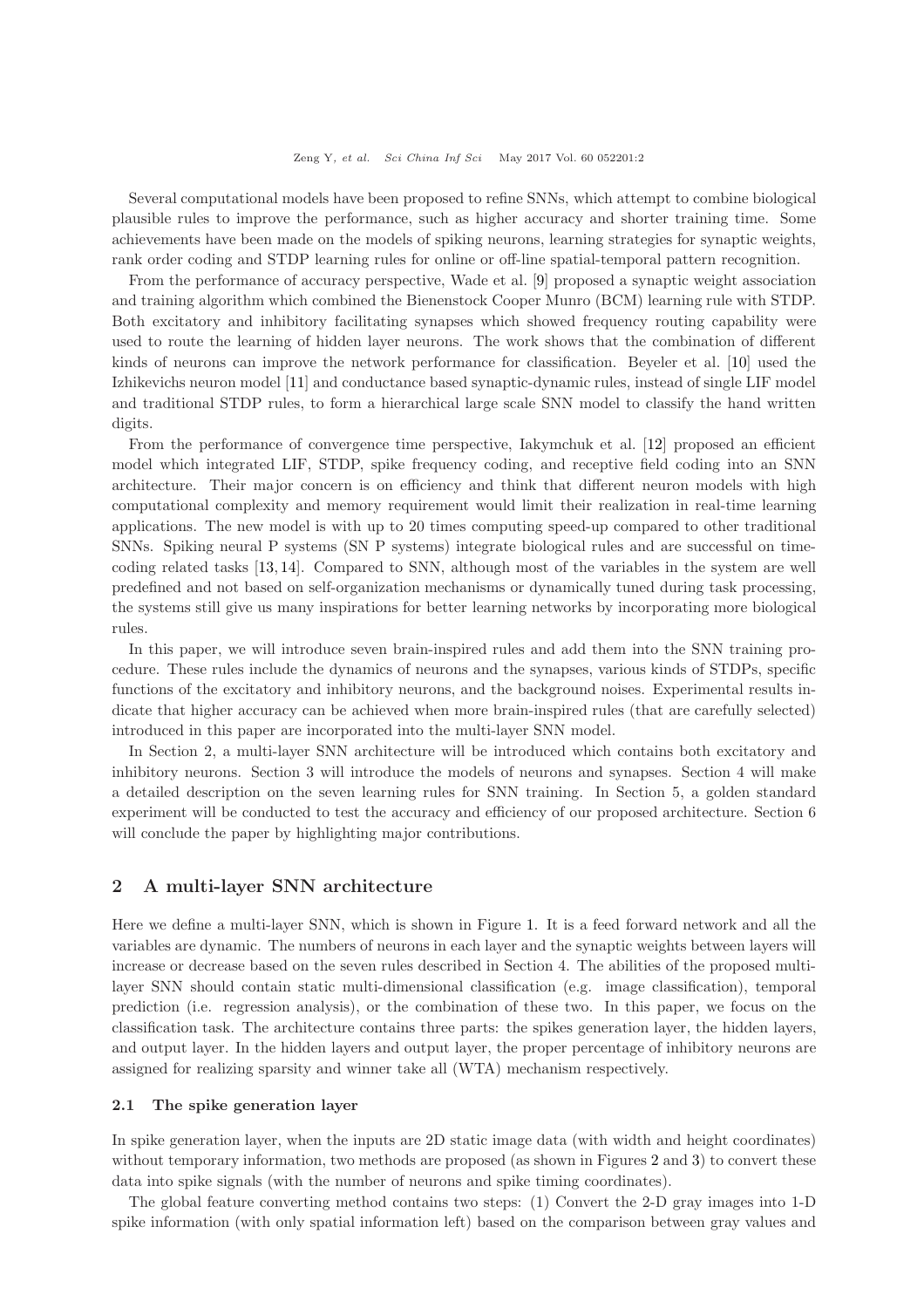Several computational models have been proposed to refine SNNs, which attempt to combine biological plausible rules to improve the performance, such as higher accuracy and shorter training time. Some achievements have been made on the models of spiking neurons, learning strategies for synaptic weights, rank order coding and STDP learning rules for online or off-line spatial-temporal pattern recognition.

From the performance of accuracy perspective, Wade et al. [9] proposed a synaptic weight association and training algorithm which combined the Bienenstock Cooper Munro (BCM) learning rule with STDP. Both excitatory and inhibitory facilitating synapses which showed frequency routing capability were used to route the learning of hidden layer neurons. The work shows that the combination of different kinds of neurons can improve the network performance for classification. Beyeler et al. [10] used the Izhikevichs neuron model [11] and conductance based synaptic-dynamic rules, instead of single LIF model and traditional STDP rules, to form a hierarchical large scale SNN model to classify the hand written digits.

From the performance of convergence time perspective, Iakymchuk et al. [12] proposed an efficient model which integrated LIF, STDP, spike frequency coding, and receptive field coding into an SNN architecture. Their major concern is on efficiency and think that different neuron models with high computational complexity and memory requirement would limit their realization in real-time learning applications. The new model is with up to 20 times computing speed-up compared to other traditional SNNs. Spiking neural P systems (SN P systems) integrate biological rules and are successful on time-coding related tasks [13, 14]. Compared to SNN, although most of the variables in the system are well predefined and not based on self-organization mechanisms or dynamically tuned during task processing, the systems still give us many inspirations for better learning networks by incorporating more biological rules.

In this paper, we will introduce seven brain-inspired rules and add them into the SNN training procedure. These rules include the dynamics of neurons and the synapses, various kinds of STDPs, specific functions of the excitatory and inhibitory neurons, and the background noises. Experimental results indicate that higher accuracy can be achieved when more brain-inspired rules (that are carefully selected) introduced in this paper are incorporated into the multi-layer SNN model.

In Section 2, a multi-layer SNN architecture will be introduced which contains both excitatory and inhibitory neurons. Section 3 will introduce the models of neurons and synapses. Section 4 will make a detailed description on the seven learning rules for SNN training. In Section 5, a golden standard experiment will be conducted to test the accuracy and efficiency of our proposed architecture. Section 6 will conclude the paper by highlighting major contributions.

## 2 A multi-layer SNN architecture

Here we define a multi-layer SNN, which is shown in Figure 1. It is a feed forward network and all the variables are dynamic. The numbers of neurons in each layer and the synaptic weights between layers will increase or decrease based on the seven rules described in Section 4. The abilities of the proposed multi-layer SNN should contain static multi-dimensional classification (e.g. image classification), temporal prediction (i.e. regression analysis), or the combination of these two. In this paper, we focus on the classification task. The architecture contains three parts: the spikes generation layer, the hidden layers, and output layer. In the hidden layers and output layer, the proper percentage of inhibitory neurons are assigned for realizing sparsity and winner take all (WTA) mechanism respectively.

### 2.1 The spike generation layer

In spike generation layer, when the inputs are 2D static image data (with width and height coordinates) without temporary information, two methods are proposed (as shown in Figures 2 and 3) to convert these data into spike signals (with the number of neurons and spike timing coordinates).

The global feature converting method contains two steps: (1) Convert the 2-D gray images into 1-D spike information (with only spatial information left) based on the comparison between gray values and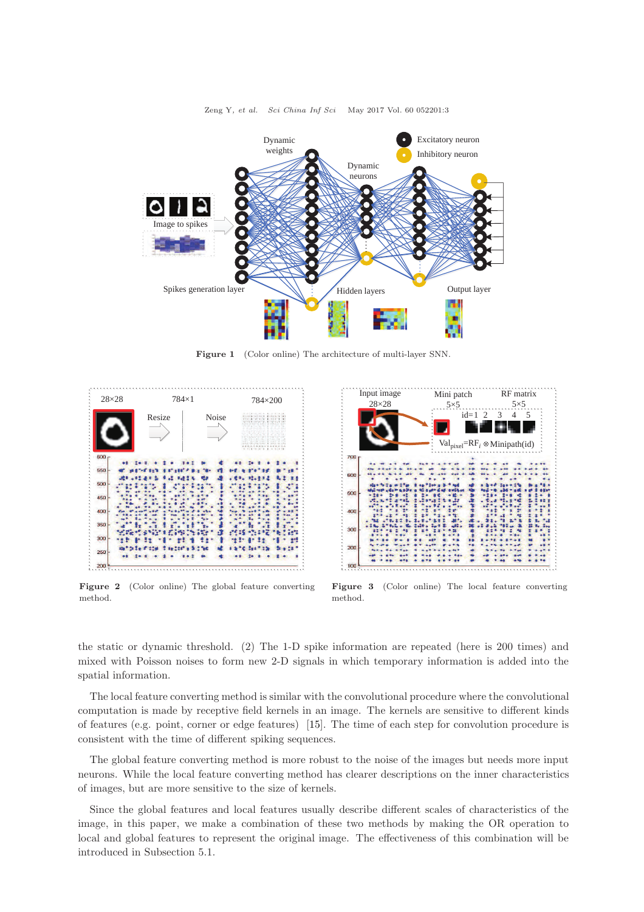**Figure 1** (Color online) The architecture of multi-layer SNN.

**Figure 2** (Color online) The global feature converting method.

**Figure 3** (Color online) The local feature converting method.

the static or dynamic threshold. (2) The 1-D spike information are repeated (here is 200 times) and mixed with Poisson noises to form new 2-D signals in which temporary information is added into the spatial information.

The local feature converting method is similar with the convolutional procedure where the convolutional computation is made by receptive field kernels in an image. The kernels are sensitive to different kinds of features (e.g. point, corner or edge features) [15]. The time of each step for convolution procedure is consistent with the time of different spiking sequences.

The global feature converting method is more robust to the noise of the images but needs more input neurons. While the local feature converting method has clearer descriptions on the inner characteristics of images, but are more sensitive to the size of kernels.

Since the global features and local features usually describe different scales of characteristics of the image, in this paper, we make a combination of these two methods by making the OR operation to local and global features to represent the original image. The effectiveness of this combination will be introduced in Subsection 5.1.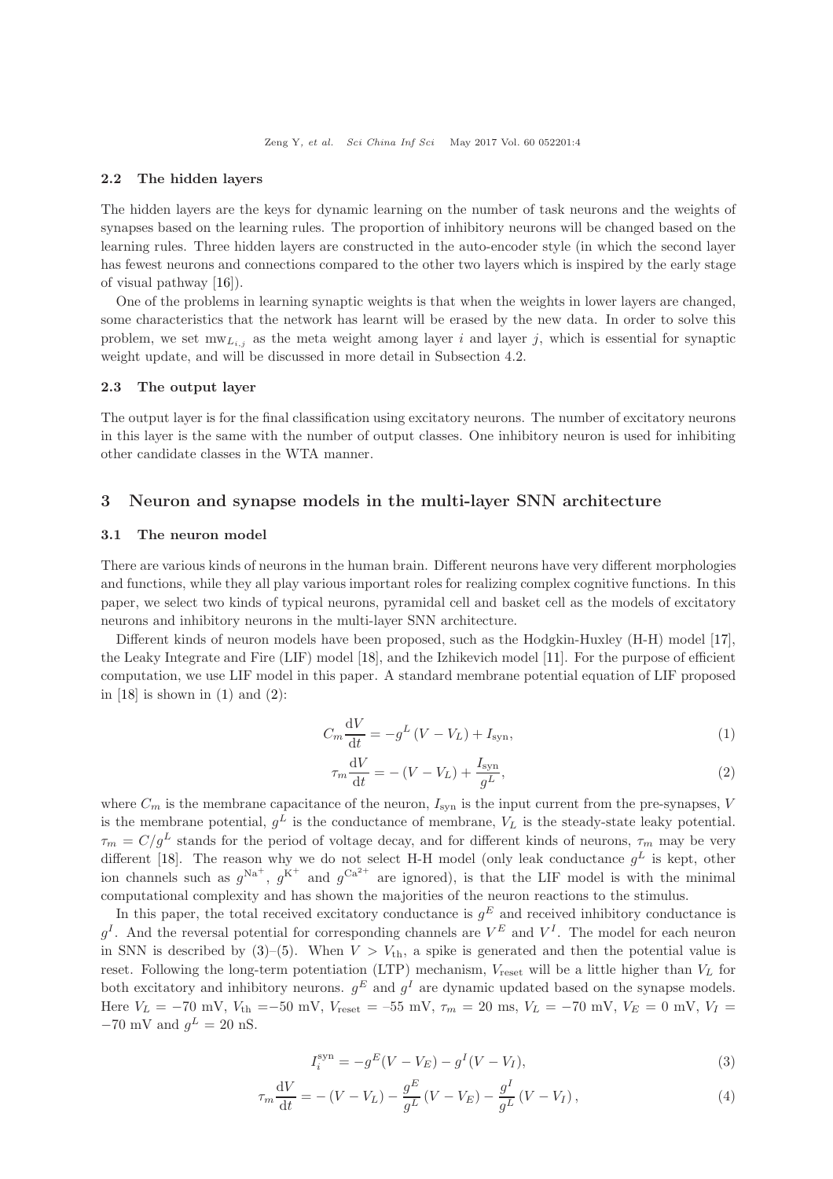### 2.2 The hidden layers

The hidden layers are the keys for dynamic learning on the number of task neurons and the weights of synapses based on the learning rules. The proportion of inhibitory neurons will be changed based on the learning rules. Three hidden layers are constructed in the auto-encoder style (in which the second layer has fewest neurons and connections compared to the other two layers which is inspired by the early stage of visual pathway [16]).

One of the problems in learning synaptic weights is that when the weights in lower layers are changed, some characteristics that the network has learnt will be erased by the new data. In order to solve this problem, we set $\mathrm{mw}_{L_{i,j}}$ as the meta weight among layer $i$ and layer $j$, which is essential for synaptic weight update, and will be discussed in more detail in Subsection 4.2.

### 2.3 The output layer

The output layer is for the final classification using excitatory neurons. The number of excitatory neurons in this layer is the same with the number of output classes. One inhibitory neuron is used for inhibiting other candidate classes in the WTA manner.

## 3 Neuron and synapse models in the multi-layer SNN architecture

### 3.1 The neuron model

There are various kinds of neurons in the human brain. Different neurons have very different morphologies and functions, while they all play various important roles for realizing complex cognitive functions. In this paper, we select two kinds of typical neurons, pyramidal cell and basket cell as the models of excitatory neurons and inhibitory neurons in the multi-layer SNN architecture.

Different kinds of neuron models have been proposed, such as the Hodgkin-Huxley (H-H) model [17], the Leaky Integrate and Fire (LIF) model [18], and the Izhikevich model [11]. For the purpose of efficient computation, we use LIF model in this paper. A standard membrane potential equation of LIF proposed in [18] is shown in (1) and (2):

$$C_m \frac{\mathrm{d}V}{\mathrm{d}t} = -g^L (V - V_L) + I_{\mathrm{syn}}, \tag{1}$$

$$\tau_m \frac{\mathrm{d}V}{\mathrm{d}t} = -(V - V_L) + \frac{I_{\mathrm{syn}}}{g^L}, \tag{2}$$

where $C_m$ is the membrane capacitance of the neuron, $I_{\mathrm{syn}}$ is the input current from the pre-synapses, $V$ is the membrane potential, $g^L$ is the conductance of membrane, $V_L$ is the steady-state leaky potential. $\tau_m = C/g^L$ stands for the period of voltage decay, and for different kinds of neurons, $\tau_m$ may be very different [18]. The reason why we do not select H-H model (only leak conductance $g^L$ is kept, other ion channels such as $g^{\mathrm{Na}^+}$, $g^{\mathrm{K}^+}$ and $g^{\mathrm{Ca}^{2+}}$ are ignored), is that the LIF model is with the minimal computational complexity and has shown the majorities of the neuron reactions to the stimulus.

In this paper, the total received excitatory conductance is $g^E$ and received inhibitory conductance is $g^I$. And the reversal potential for corresponding channels are $V^E$ and $V^I$. The model for each neuron in SNN is described by (3)–(5). When $V > V_{\mathrm{th}}$, a spike is generated and then the potential value is reset. Following the long-term potentiation (LTP) mechanism, $V_{\mathrm{reset}}$ will be a little higher than $V_L$ for both excitatory and inhibitory neurons. $g^E$ and $g^I$ are dynamic updated based on the synapse models. Here $V_L = -70$ mV, $V_{\mathrm{th}} = -50$ mV, $V_{\mathrm{reset}} = -55$ mV, $\tau_m = 20$ ms, $V_L = -70$ mV, $V_E = 0$ mV, $V_I = -70$ mV and $g^L = 20$ nS.

$$I_i^{\mathrm{syn}} = -g^E (V - V_E) - g^I (V - V_I), \tag{3}$$

$$\tau_m \frac{\mathrm{d}V}{\mathrm{d}t} = -(V - V_L) - \frac{g^E}{g^L}(V - V_E) - \frac{g^I}{g^L}(V - V_I), \tag{4}$$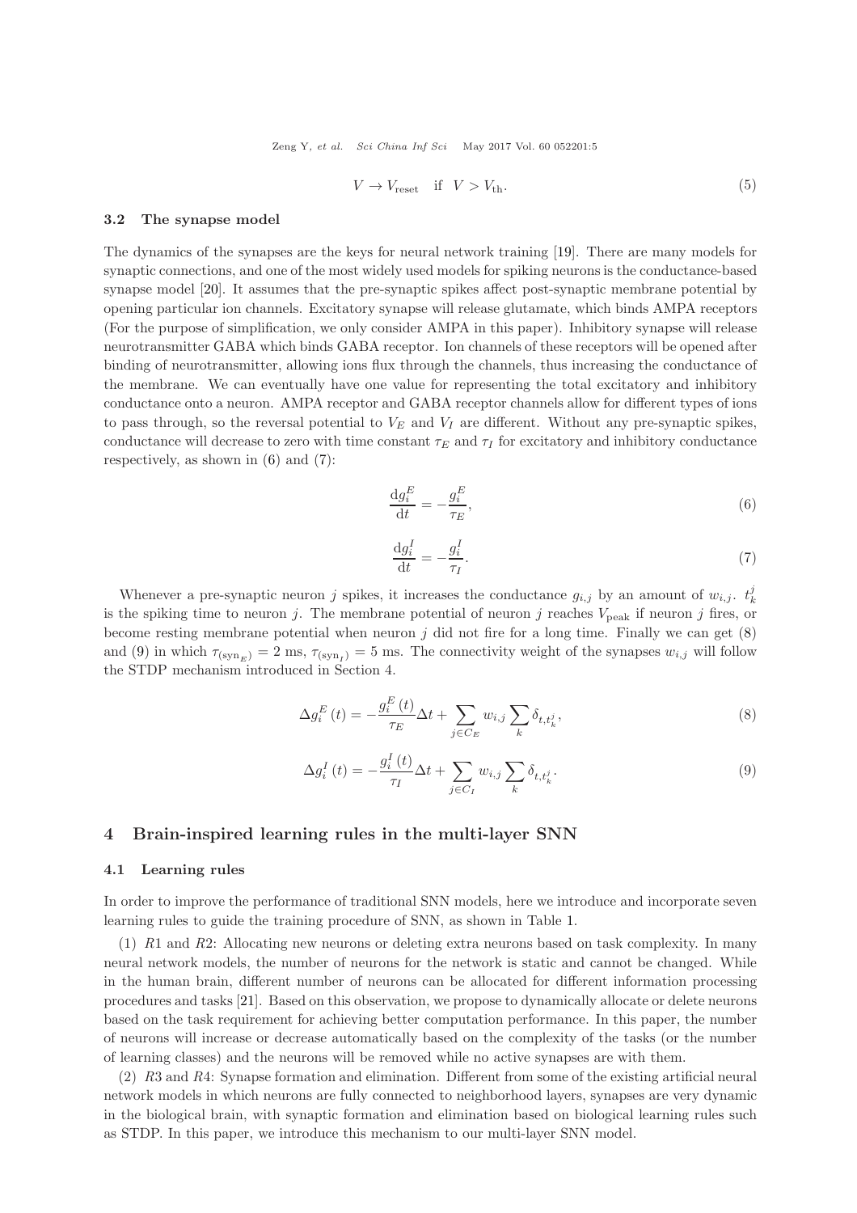$$V \rightarrow V_{\text{reset}} \quad \text{if} \quad V > V_{\text{th}}. \tag{5}$$

### 3.2 The synapse model

The dynamics of the synapses are the keys for neural network training [19]. There are many models for synaptic connections, and one of the most widely used models for spiking neurons is the conductance-based synapse model [20]. It assumes that the pre-synaptic spikes affect post-synaptic membrane potential by opening particular ion channels. Excitatory synapse will release glutamate, which binds AMPA receptors (For the purpose of simplification, we only consider AMPA in this paper). Inhibitory synapse will release neurotransmitter GABA which binds GABA receptor. Ion channels of these receptors will be opened after binding of neurotransmitter, allowing ions flux through the channels, thus increasing the conductance of the membrane. We can eventually have one value for representing the total excitatory and inhibitory conductance onto a neuron. AMPA receptor and GABA receptor channels allow for different types of ions to pass through, so the reversal potential to $V_E$ and $V_I$ are different. Without any pre-synaptic spikes, conductance will decrease to zero with time constant $\tau_E$ and $\tau_I$ for excitatory and inhibitory conductance respectively, as shown in (6) and (7):

$$\frac{\mathrm{d}g_i^E}{\mathrm{d}t} = -\frac{g_i^E}{\tau_E}, \tag{6}$$

$$\frac{\mathrm{d}g_i^I}{\mathrm{d}t} = -\frac{g_i^I}{\tau_I}. \tag{7}$$

Whenever a pre-synaptic neuron $j$ spikes, it increases the conductance $g_{i,j}$ by an amount of $w_{i,j}$. $t_k^j$ is the spiking time to neuron $j$. The membrane potential of neuron $j$ reaches $V_{\text{peak}}$ if neuron $j$ fires, or become resting membrane potential when neuron $j$ did not fire for a long time. Finally we can get (8) and (9) in which $\tau_{(\text{syn}_E)} = 2$ ms, $\tau_{(\text{syn}_I)} = 5$ ms. The connectivity weight of the synapses $w_{i,j}$ will follow the STDP mechanism introduced in Section 4.

$$\Delta g_i^E(t) = -\frac{g_i^E(t)}{\tau_E}\Delta t + \sum_{j \in C_E} w_{i,j} \sum_k \delta_{t,t_k^j}, \tag{8}$$

$$\Delta g_i^I(t) = -\frac{g_i^I(t)}{\tau_I}\Delta t + \sum_{j \in C_I} w_{i,j} \sum_k \delta_{t,t_k^j}. \tag{9}$$

## 4 Brain-inspired learning rules in the multi-layer SNN

### 4.1 Learning rules

In order to improve the performance of traditional SNN models, here we introduce and incorporate seven learning rules to guide the training procedure of SNN, as shown in Table 1.

(1) $R1$ and $R2$: Allocating new neurons or deleting extra neurons based on task complexity. In many neural network models, the number of neurons for the network is static and cannot be changed. While in the human brain, different number of neurons can be allocated for different information processing procedures and tasks [21]. Based on this observation, we propose to dynamically allocate or delete neurons based on the task requirement for achieving better computation performance. In this paper, the number of neurons will increase or decrease automatically based on the complexity of the tasks (or the number of learning classes) and the neurons will be removed while no active synapses are with them.

(2) $R3$ and $R4$: Synapse formation and elimination. Different from some of the existing artificial neural network models in which neurons are fully connected to neighborhood layers, synapses are very dynamic in the biological brain, with synaptic formation and elimination based on biological learning rules such as STDP. In this paper, we introduce this mechanism to our multi-layer SNN model.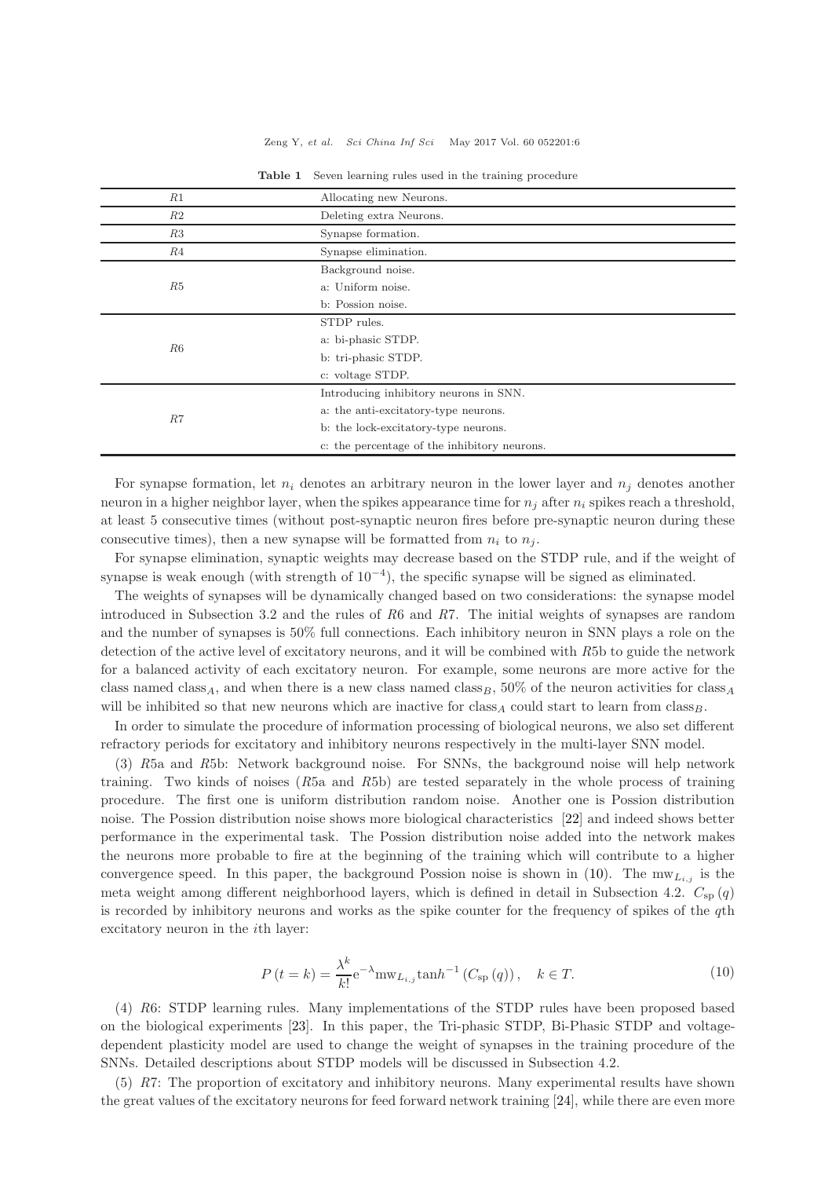Table 1  Seven learning rules used in the training procedure

| | |
|---|---|
| $R1$ | Allocating new Neurons. |
| $R2$ | Deleting extra Neurons. |
| $R3$ | Synapse formation. |
| $R4$ | Synapse elimination. |
| $R5$ | Background noise.<br>a: Uniform noise.<br>b: Possion noise. |
| $R6$ | STDP rules.<br>a: bi-phasic STDP.<br>b: tri-phasic STDP.<br>c: voltage STDP. |
| $R7$ | Introducing inhibitory neurons in SNN.<br>a: the anti-excitatory-type neurons.<br>b: the lock-excitatory-type neurons.<br>c: the percentage of the inhibitory neurons. |

For synapse formation, let $n_i$ denotes an arbitrary neuron in the lower layer and $n_j$ denotes another neuron in a higher neighbor layer, when the spikes appearance time for $n_j$ after $n_i$ spikes reach a threshold, at least 5 consecutive times (without post-synaptic neuron fires before pre-synaptic neuron during these consecutive times), then a new synapse will be formatted from $n_i$ to $n_j$.

For synapse elimination, synaptic weights may decrease based on the STDP rule, and if the weight of synapse is weak enough (with strength of $10^{-4}$), the specific synapse will be signed as eliminated.

The weights of synapses will be dynamically changed based on two considerations: the synapse model introduced in Subsection 3.2 and the rules of $R6$ and $R7$. The initial weights of synapses are random and the number of synapses is 50% full connections. Each inhibitory neuron in SNN plays a role on the detection of the active level of excitatory neurons, and it will be combined with $R5$b to guide the network for a balanced activity of each excitatory neuron. For example, some neurons are more active for the class named $\text{class}_A$, and when there is a new class named $\text{class}_B$, 50% of the neuron activities for $\text{class}_A$ will be inhibited so that new neurons which are inactive for $\text{class}_A$ could start to learn from $\text{class}_B$.

In order to simulate the procedure of information processing of biological neurons, we also set different refractory periods for excitatory and inhibitory neurons respectively in the multi-layer SNN model.

(3) $R5$a and $R5$b: Network background noise. For SNNs, the background noise will help network training. Two kinds of noises ($R5$a and $R5$b) are tested separately in the whole process of training procedure. The first one is uniform distribution random noise. Another one is Possion distribution noise. The Possion distribution noise shows more biological characteristics [22] and indeed shows better performance in the experimental task. The Possion distribution noise added into the network makes the neurons more probable to fire at the beginning of the training which will contribute to a higher convergence speed. In this paper, the background Possion noise is shown in (10). The $\text{mw}_{L_{i,j}}$ is the meta weight among different neighborhood layers, which is defined in detail in Subsection 4.2. $C_{\text{sp}}(q)$ is recorded by inhibitory neurons and works as the spike counter for the frequency of spikes of the $q$th excitatory neuron in the $i$th layer:

$$P(t=k) = \frac{\lambda^k}{k!}\mathrm{e}^{-\lambda}\text{mw}_{L_{i,j}}\tanh^{-1}\left(C_{\text{sp}}(q)\right), \quad k \in T. \tag{10}$$

(4) $R6$: STDP learning rules. Many implementations of the STDP rules have been proposed based on the biological experiments [23]. In this paper, the Tri-phasic STDP, Bi-Phasic STDP and voltage-dependent plasticity model are used to change the weight of synapses in the training procedure of the SNNs. Detailed descriptions about STDP models will be discussed in Subsection 4.2.

(5) $R7$: The proportion of excitatory and inhibitory neurons. Many experimental results have shown the great values of the excitatory neurons for feed forward network training [24], while there are even more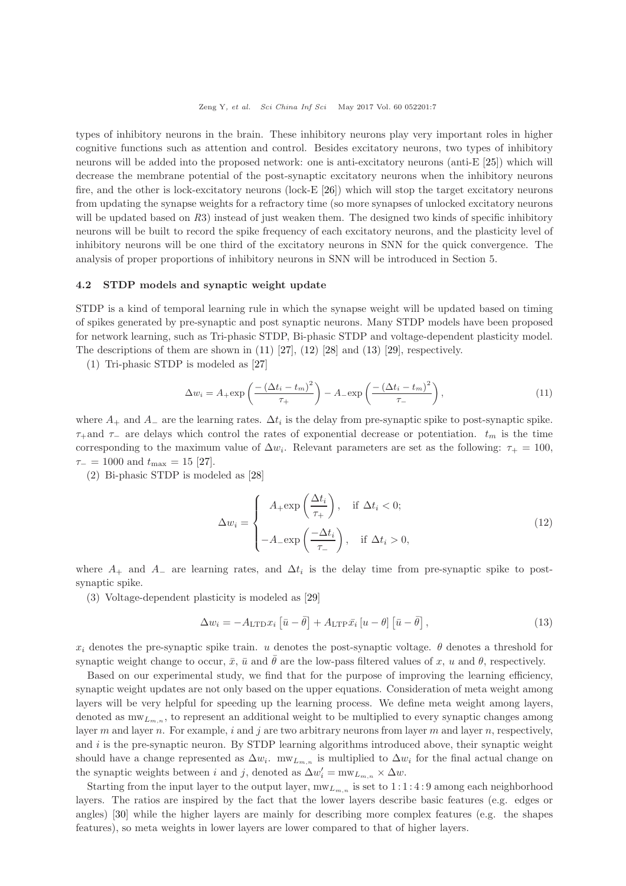types of inhibitory neurons in the brain. These inhibitory neurons play very important roles in higher cognitive functions such as attention and control. Besides excitatory neurons, two types of inhibitory neurons will be added into the proposed network: one is anti-excitatory neurons (anti-E [25]) which will decrease the membrane potential of the post-synaptic excitatory neurons when the inhibitory neurons fire, and the other is lock-excitatory neurons (lock-E [26]) which will stop the target excitatory neurons from updating the synapse weights for a refractory time (so more synapses of unlocked excitatory neurons will be updated based on $R3$) instead of just weaken them. The designed two kinds of specific inhibitory neurons will be built to record the spike frequency of each excitatory neurons, and the plasticity level of inhibitory neurons will be one third of the excitatory neurons in SNN for the quick convergence. The analysis of proper proportions of inhibitory neurons in SNN will be introduced in Section 5.

### 4.2 STDP models and synaptic weight update

STDP is a kind of temporal learning rule in which the synapse weight will be updated based on timing of spikes generated by pre-synaptic and post synaptic neurons. Many STDP models have been proposed for network learning, such as Tri-phasic STDP, Bi-phasic STDP and voltage-dependent plasticity model. The descriptions of them are shown in (11) [27], (12) [28] and (13) [29], respectively.

(1) Tri-phasic STDP is modeled as [27]

$$\Delta w_i = A_+ \exp\left(\frac{-\left(\Delta t_i - t_m\right)^2}{\tau_+}\right) - A_- \exp\left(\frac{-\left(\Delta t_i - t_m\right)^2}{\tau_-}\right), \tag{11}$$

where $A_+$ and $A_-$ are the learning rates. $\Delta t_i$ is the delay from pre-synaptic spike to post-synaptic spike. $\tau_+$and $\tau_-$ are delays which control the rates of exponential decrease or potentiation. $t_m$ is the time corresponding to the maximum value of $\Delta w_i$. Relevant parameters are set as the following: $\tau_+ = 100$, $\tau_- = 1000$ and $t_{\max} = 15$ [27].

(2) Bi-phasic STDP is modeled as [28]

$$\Delta w_i = \begin{cases} A_+ \exp\left(\dfrac{\Delta t_i}{\tau_+}\right), & \text{if } \Delta t_i < 0; \\ -A_- \exp\left(\dfrac{-\Delta t_i}{\tau_-}\right), & \text{if } \Delta t_i > 0, \end{cases} \tag{12}$$

where $A_+$ and $A_-$ are learning rates, and $\Delta t_i$ is the delay time from pre-synaptic spike to post-synaptic spike.

(3) Voltage-dependent plasticity is modeled as [29]

$$\Delta w_i = -A_{\mathrm{LTD}} x_i \left[\bar{u} - \bar{\theta}\right] + A_{\mathrm{LTP}} \bar{x}_i \left[u - \theta\right] \left[\bar{u} - \bar{\theta}\right], \tag{13}$$

$x_i$ denotes the pre-synaptic spike train. $u$ denotes the post-synaptic voltage. $\theta$ denotes a threshold for synaptic weight change to occur, $\bar{x}$, $\bar{u}$ and $\bar{\theta}$ are the low-pass filtered values of $x$, $u$ and $\theta$, respectively.

Based on our experimental study, we find that for the purpose of improving the learning efficiency, synaptic weight updates are not only based on the upper equations. Consideration of meta weight among layers will be very helpful for speeding up the learning process. We define meta weight among layers, denoted as $\mathrm{mw}_{L_{m,n}}$, to represent an additional weight to be multiplied to every synaptic changes among layer $m$ and layer $n$. For example, $i$ and $j$ are two arbitrary neurons from layer $m$ and layer $n$, respectively, and $i$ is the pre-synaptic neuron. By STDP learning algorithms introduced above, their synaptic weight should have a change represented as $\Delta w_i$. $\mathrm{mw}_{L_{m,n}}$ is multiplied to $\Delta w_i$ for the final actual change on the synaptic weights between $i$ and $j$, denoted as $\Delta w'_i = \mathrm{mw}_{L_{m,n}} \times \Delta w$.

Starting from the input layer to the output layer, $\mathrm{mw}_{L_{m,n}}$ is set to $1:1:4:9$ among each neighborhood layers. The ratios are inspired by the fact that the lower layers describe basic features (e.g. edges or angles) [30] while the higher layers are mainly for describing more complex features (e.g. the shapes features), so meta weights in lower layers are lower compared to that of higher layers.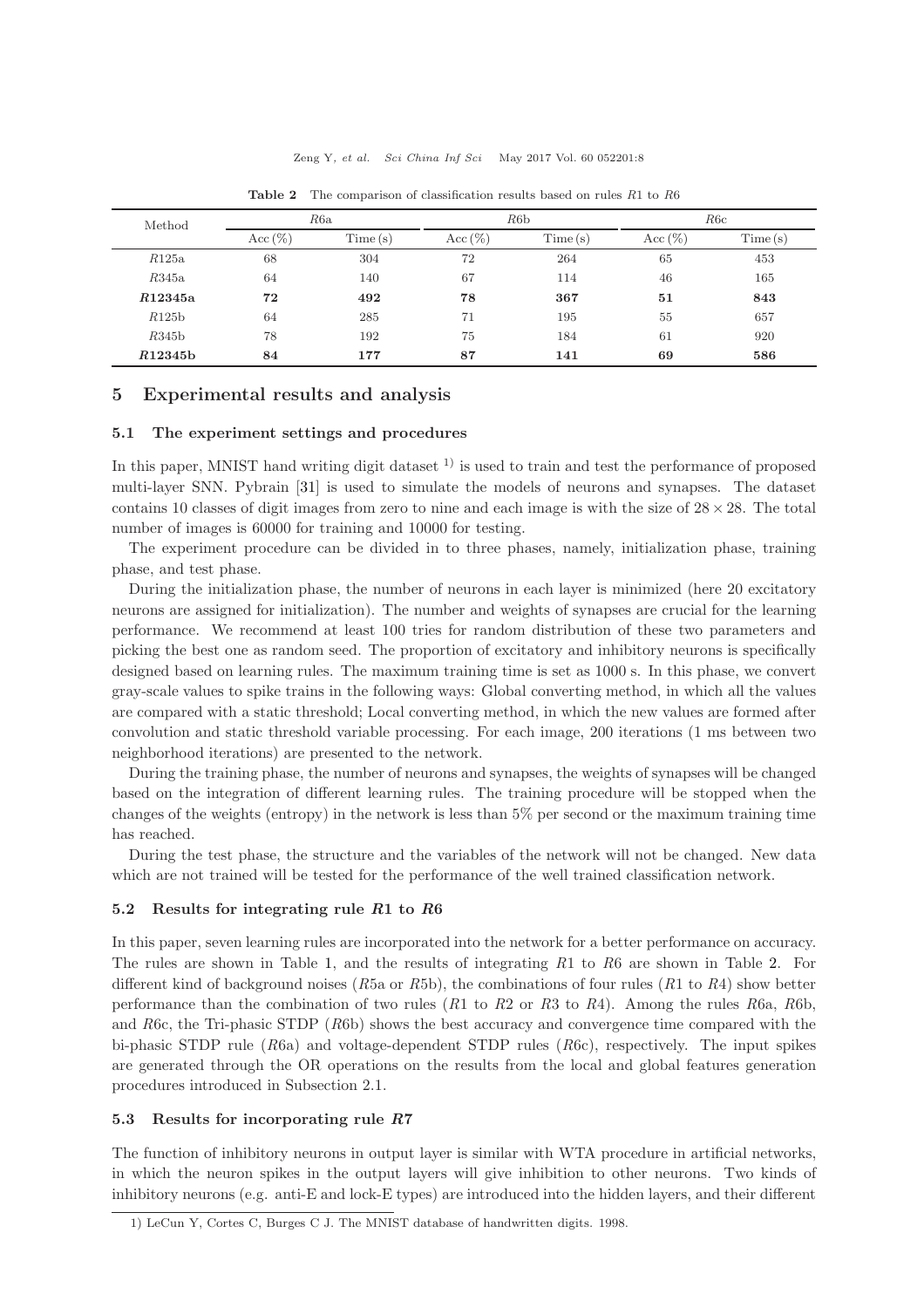**Table 2** The comparison of classification results based on rules $R1$ to $R6$

| Method | $R6$a | | $R6$b | | $R6$c | |
|---|---|---|---|---|---|---|
| | Acc (%) | Time (s) | Acc (%) | Time (s) | Acc (%) | Time (s) |
| $R125$a | 68 | 304 | 72 | 264 | 65 | 453 |
| $R345$a | 64 | 140 | 67 | 114 | 46 | 165 |
| **$R12345$a** | **72** | **492** | **78** | **367** | **51** | **843** |
| $R125$b | 64 | 285 | 71 | 195 | 55 | 657 |
| $R345$b | 78 | 192 | 75 | 184 | 61 | 920 |
| **$R12345$b** | **84** | **177** | **87** | **141** | **69** | **586** |

## 5 Experimental results and analysis

### 5.1 The experiment settings and procedures

In this paper, MNIST hand writing digit dataset [1)] is used to train and test the performance of proposed multi-layer SNN. Pybrain [31] is used to simulate the models of neurons and synapses. The dataset contains 10 classes of digit images from zero to nine and each image is with the size of $28 \times 28$. The total number of images is 60000 for training and 10000 for testing.

The experiment procedure can be divided in to three phases, namely, initialization phase, training phase, and test phase.

During the initialization phase, the number of neurons in each layer is minimized (here 20 excitatory neurons are assigned for initialization). The number and weights of synapses are crucial for the learning performance. We recommend at least 100 tries for random distribution of these two parameters and picking the best one as random seed. The proportion of excitatory and inhibitory neurons is specifically designed based on learning rules. The maximum training time is set as 1000 s. In this phase, we convert gray-scale values to spike trains in the following ways: Global converting method, in which all the values are compared with a static threshold; Local converting method, in which the new values are formed after convolution and static threshold variable processing. For each image, 200 iterations (1 ms between two neighborhood iterations) are presented to the network.

During the training phase, the number of neurons and synapses, the weights of synapses will be changed based on the integration of different learning rules. The training procedure will be stopped when the changes of the weights (entropy) in the network is less than 5% per second or the maximum training time has reached.

During the test phase, the structure and the variables of the network will not be changed. New data which are not trained will be tested for the performance of the well trained classification network.

### 5.2 Results for integrating rule $R1$ to $R6$

In this paper, seven learning rules are incorporated into the network for a better performance on accuracy. The rules are shown in Table 1, and the results of integrating $R1$ to $R6$ are shown in Table 2. For different kind of background noises ($R5$a or $R5$b), the combinations of four rules ($R1$ to $R4$) show better performance than the combination of two rules ($R1$ to $R2$ or $R3$ to $R4$). Among the rules $R6$a, $R6$b, and $R6$c, the Tri-phasic STDP ($R6$b) shows the best accuracy and convergence time compared with the bi-phasic STDP rule ($R6$a) and voltage-dependent STDP rules ($R6$c), respectively. The input spikes are generated through the OR operations on the results from the local and global features generation procedures introduced in Subsection 2.1.

### 5.3 Results for incorporating rule $R7$

The function of inhibitory neurons in output layer is similar with WTA procedure in artificial networks, in which the neuron spikes in the output layers will give inhibition to other neurons. Two kinds of inhibitory neurons (e.g. anti-E and lock-E types) are introduced into the hidden layers, and their different

1) LeCun Y, Cortes C, Burges C J. The MNIST database of handwritten digits. 1998.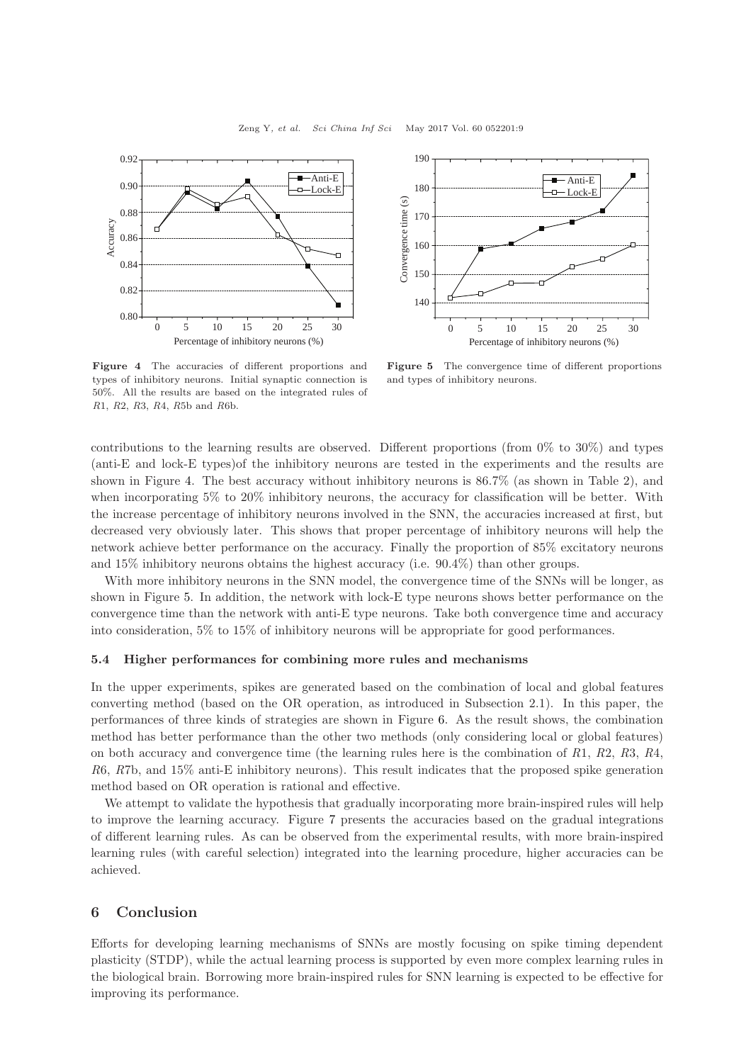Figure 4 The accuracies of different proportions and types of inhibitory neurons. Initial synaptic connection is 50%. All the results are based on the integrated rules of $R1$, $R2$, $R3$, $R4$, $R5$b and $R6$b.

Figure 5 The convergence time of different proportions and types of inhibitory neurons.

contributions to the learning results are observed. Different proportions (from 0% to 30%) and types (anti-E and lock-E types)of the inhibitory neurons are tested in the experiments and the results are shown in Figure 4. The best accuracy without inhibitory neurons is 86.7% (as shown in Table 2), and when incorporating 5% to 20% inhibitory neurons, the accuracy for classification will be better. With the increase percentage of inhibitory neurons involved in the SNN, the accuracies increased at first, but decreased very obviously later. This shows that proper percentage of inhibitory neurons will help the network achieve better performance on the accuracy. Finally the proportion of 85% excitatory neurons and 15% inhibitory neurons obtains the highest accuracy (i.e. 90.4%) than other groups.

With more inhibitory neurons in the SNN model, the convergence time of the SNNs will be longer, as shown in Figure 5. In addition, the network with lock-E type neurons shows better performance on the convergence time than the network with anti-E type neurons. Take both convergence time and accuracy into consideration, 5% to 15% of inhibitory neurons will be appropriate for good performances.

### 5.4 Higher performances for combining more rules and mechanisms

In the upper experiments, spikes are generated based on the combination of local and global features converting method (based on the OR operation, as introduced in Subsection 2.1). In this paper, the performances of three kinds of strategies are shown in Figure 6. As the result shows, the combination method has better performance than the other two methods (only considering local or global features) on both accuracy and convergence time (the learning rules here is the combination of $R1$, $R2$, $R3$, $R4$, $R6$, $R7$b, and 15% anti-E inhibitory neurons). This result indicates that the proposed spike generation method based on OR operation is rational and effective.

We attempt to validate the hypothesis that gradually incorporating more brain-inspired rules will help to improve the learning accuracy. Figure 7 presents the accuracies based on the gradual integrations of different learning rules. As can be observed from the experimental results, with more brain-inspired learning rules (with careful selection) integrated into the learning procedure, higher accuracies can be achieved.

## 6 Conclusion

Efforts for developing learning mechanisms of SNNs are mostly focusing on spike timing dependent plasticity (STDP), while the actual learning process is supported by even more complex learning rules in the biological brain. Borrowing more brain-inspired rules for SNN learning is expected to be effective for improving its performance.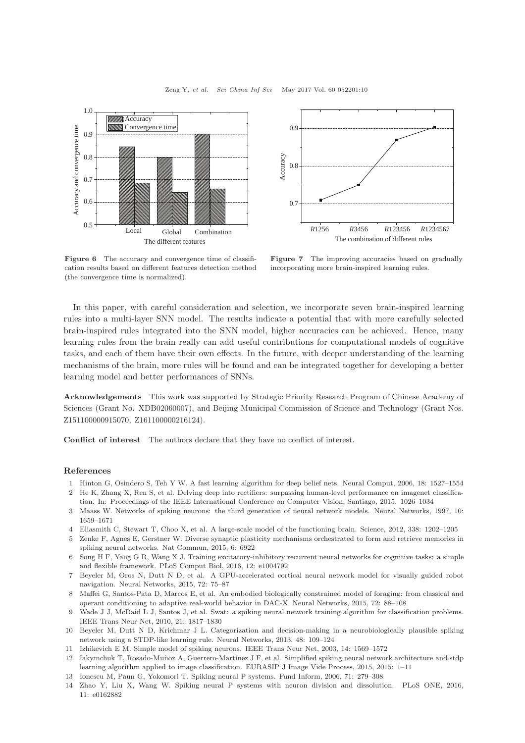**Figure 6** The accuracy and convergence time of classification results based on different features detection method (the convergence time is normalized).

**Figure 7** The improving accuracies based on gradually incorporating more brain-inspired learning rules.

In this paper, with careful consideration and selection, we incorporate seven brain-inspired learning rules into a multi-layer SNN model. The results indicate a potential that with more carefully selected brain-inspired rules integrated into the SNN model, higher accuracies can be achieved. Hence, many learning rules from the brain really can add useful contributions for computational models of cognitive tasks, and each of them have their own effects. In the future, with deeper understanding of the learning mechanisms of the brain, more rules will be found and can be integrated together for developing a better learning model and better performances of SNNs.

**Acknowledgements** This work was supported by Strategic Priority Research Program of Chinese Academy of Sciences (Grant No. XDB02060007), and Beijing Municipal Commission of Science and Technology (Grant Nos. Z151100000915070, Z161100000216124).

**Conflict of interest** The authors declare that they have no conflict of interest.

## References

1. Hinton G, Osindero S, Teh Y W. A fast learning algorithm for deep belief nets. Neural Comput, 2006, 18: 1527–1554
2. He K, Zhang X, Ren S, et al. Delving deep into rectifiers: surpassing human-level performance on imagenet classification. In: Proceedings of the IEEE International Conference on Computer Vision, Santiago, 2015. 1026–1034
3. Maass W. Networks of spiking neurons: the third generation of neural network models. Neural Networks, 1997, 10: 1659–1671
4. Eliasmith C, Stewart T, Choo X, et al. A large-scale model of the functioning brain. Science, 2012, 338: 1202–1205
5. Zenke F, Agnes E, Gerstner W. Diverse synaptic plasticity mechanisms orchestrated to form and retrieve memories in spiking neural networks. Nat Commun, 2015, 6: 6922
6. Song H F, Yang G R, Wang X J. Training excitatory-inhibitory recurrent neural networks for cognitive tasks: a simple and flexible framework. PLoS Comput Biol, 2016, 12: e1004792
7. Beyeler M, Oros N, Dutt N D, et al. A GPU-accelerated cortical neural network model for visually guided robot navigation. Neural Networks, 2015, 72: 75–87
8. Maffei G, Santos-Pata D, Marcos E, et al. An embodied biologically constrained model of foraging: from classical and operant conditioning to adaptive real-world behavior in DAC-X. Neural Networks, 2015, 72: 88–108
9. Wade J J, McDaid L J, Santos J, et al. Swat: a spiking neural network training algorithm for classification problems. IEEE Trans Neur Net, 2010, 21: 1817–1830
10. Beyeler M, Dutt N D, Krichmar J L. Categorization and decision-making in a neurobiologically plausible spiking network using a STDP-like learning rule. Neural Networks, 2013, 48: 109–124
11. Izhikevich E M. Simple model of spiking neurons. IEEE Trans Neur Net, 2003, 14: 1569–1572
12. Iakymchuk T, Rosado-Muñoz A, Guerrero-Martínez J F, et al. Simplified spiking neural network architecture and stdp learning algorithm applied to image classification. EURASIP J Image Vide Process, 2015, 2015: 1–11
13. Ionescu M, Paun G, Yokomori T. Spiking neural P systems. Fund Inform, 2006, 71: 279–308
14. Zhao Y, Liu X, Wang W. Spiking neural P systems with neuron division and dissolution. PLoS ONE, 2016, 11: e0162882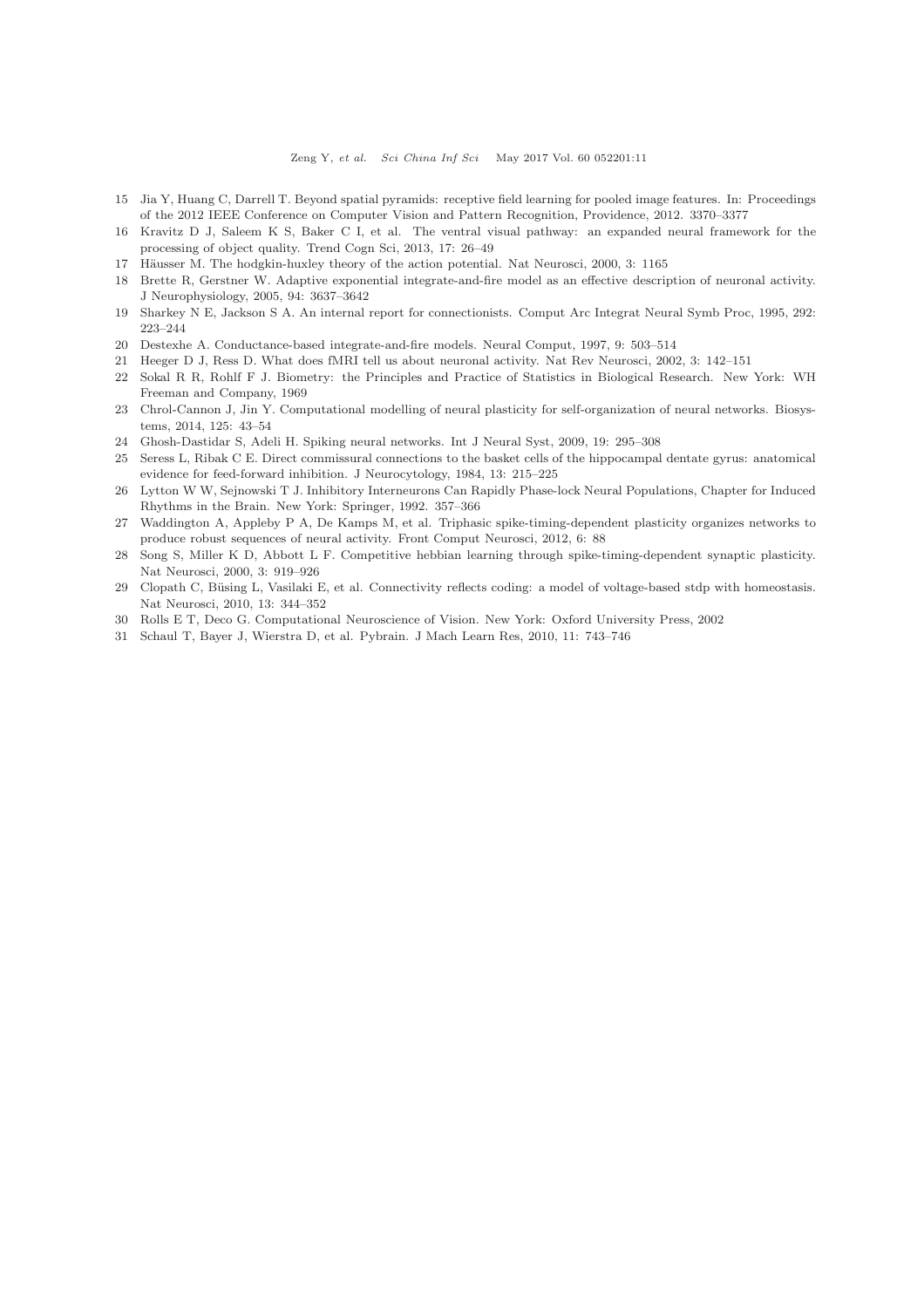15 Jia Y, Huang C, Darrell T. Beyond spatial pyramids: receptive field learning for pooled image features. In: Proceedings of the 2012 IEEE Conference on Computer Vision and Pattern Recognition, Providence, 2012. 3370–3377

16 Kravitz D J, Saleem K S, Baker C I, et al. The ventral visual pathway: an expanded neural framework for the processing of object quality. Trend Cogn Sci, 2013, 17: 26–49

17 Häusser M. The hodgkin-huxley theory of the action potential. Nat Neurosci, 2000, 3: 1165

18 Brette R, Gerstner W. Adaptive exponential integrate-and-fire model as an effective description of neuronal activity. J Neurophysiology, 2005, 94: 3637–3642

19 Sharkey N E, Jackson S A. An internal report for connectionists. Comput Arc Integrat Neural Symb Proc, 1995, 292: 223–244

20 Destexhe A. Conductance-based integrate-and-fire models. Neural Comput, 1997, 9: 503–514

21 Heeger D J, Ress D. What does fMRI tell us about neuronal activity. Nat Rev Neurosci, 2002, 3: 142–151

22 Sokal R R, Rohlf F J. Biometry: the Principles and Practice of Statistics in Biological Research. New York: WH Freeman and Company, 1969

23 Chrol-Cannon J, Jin Y. Computational modelling of neural plasticity for self-organization of neural networks. Biosystems, 2014, 125: 43–54

24 Ghosh-Dastidar S, Adeli H. Spiking neural networks. Int J Neural Syst, 2009, 19: 295–308

25 Seress L, Ribak C E. Direct commissural connections to the basket cells of the hippocampal dentate gyrus: anatomical evidence for feed-forward inhibition. J Neurocytology, 1984, 13: 215–225

26 Lytton W W, Sejnowski T J. Inhibitory Interneurons Can Rapidly Phase-lock Neural Populations, Chapter for Induced Rhythms in the Brain. New York: Springer, 1992. 357–366

27 Waddington A, Appleby P A, De Kamps M, et al. Triphasic spike-timing-dependent plasticity organizes networks to produce robust sequences of neural activity. Front Comput Neurosci, 2012, 6: 88

28 Song S, Miller K D, Abbott L F. Competitive hebbian learning through spike-timing-dependent synaptic plasticity. Nat Neurosci, 2000, 3: 919–926

29 Clopath C, Büsing L, Vasilaki E, et al. Connectivity reflects coding: a model of voltage-based stdp with homeostasis. Nat Neurosci, 2010, 13: 344–352

30 Rolls E T, Deco G. Computational Neuroscience of Vision. New York: Oxford University Press, 2002

31 Schaul T, Bayer J, Wierstra D, et al. Pybrain. J Mach Learn Res, 2010, 11: 743–746